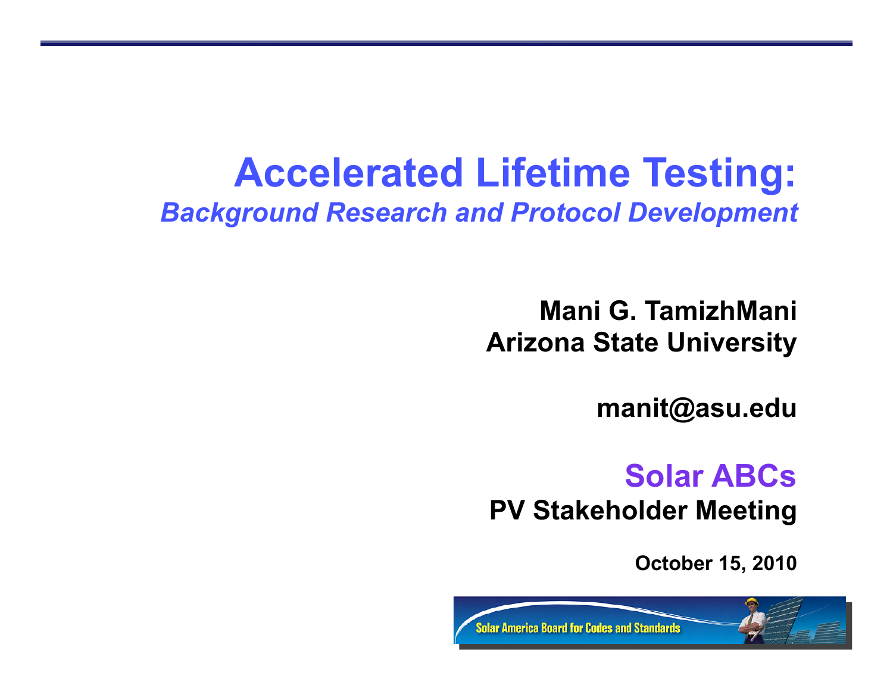# Accelerated Lifetime Testing:

*Background Research and Protocol Development*

**Mani G. TamizhMani**
**Arizona State University**

**manit@asu.edu**

**Solar ABCs**
**PV Stakeholder Meeting**

**October 15, 2010**

Solar America Board for Codes and Standards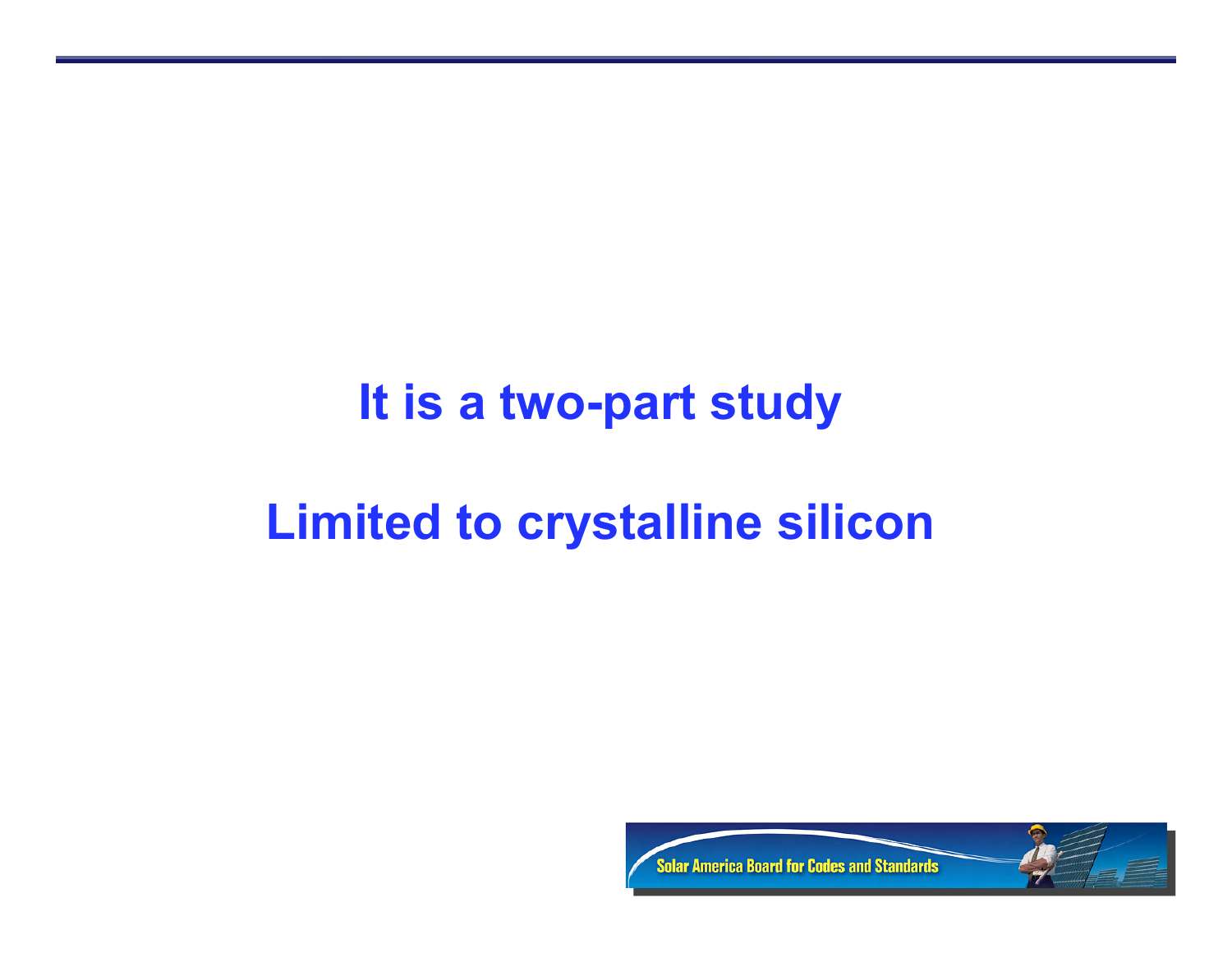**It is a two-part study**

**Limited to crystalline silicon**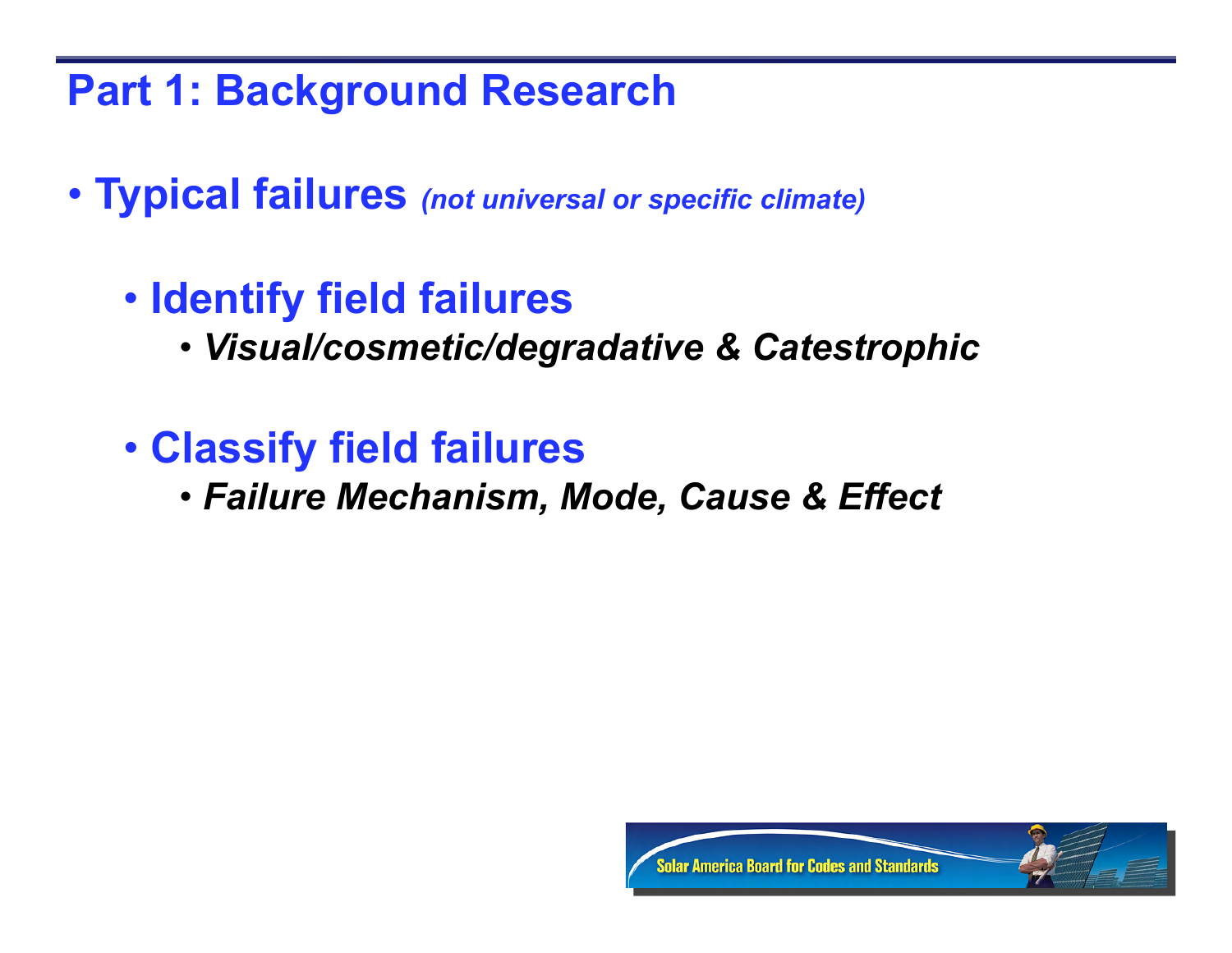# Part 1: Background Research

- **Typical failures** *(not universal or specific climate)*
  - **Identify field failures**
    - ***Visual/cosmetic/degradative & Catestrophic***
  - **Classify field failures**
    - ***Failure Mechanism, Mode, Cause & Effect***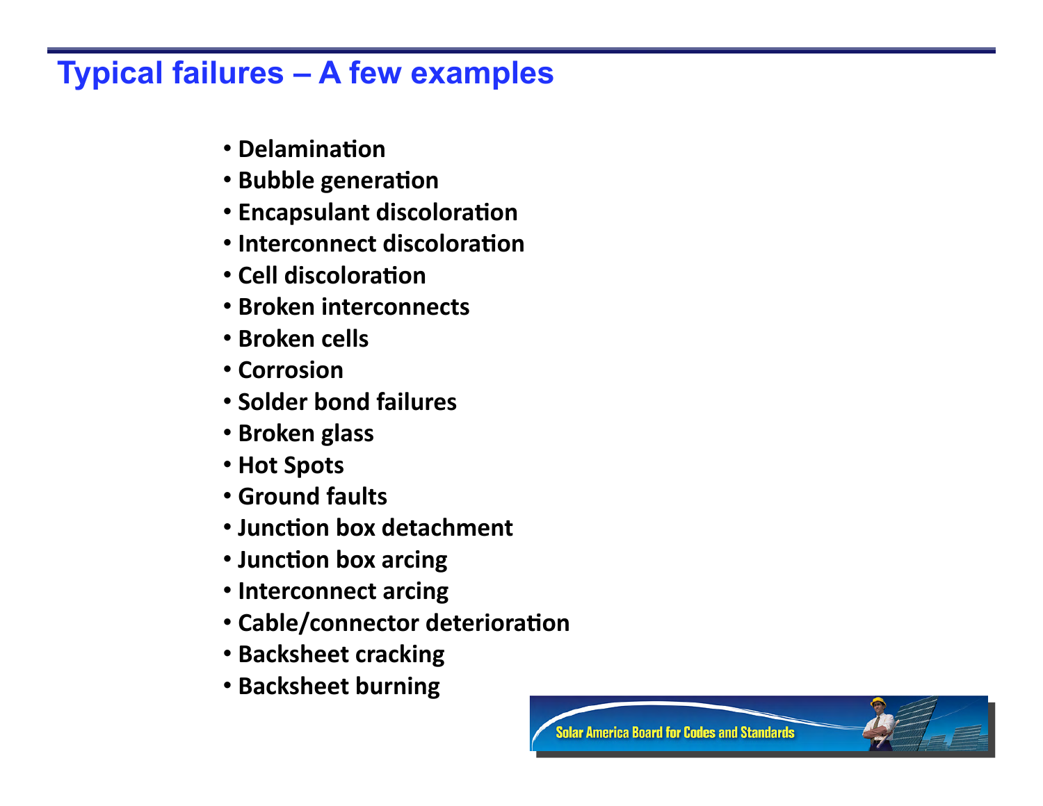# Typical failures – A few examples

- Delamination
- Bubble generation
- Encapsulant discoloration
- Interconnect discoloration
- Cell discoloration
- Broken interconnects
- Broken cells
- Corrosion
- Solder bond failures
- Broken glass
- Hot Spots
- Ground faults
- Junction box detachment
- Junction box arcing
- Interconnect arcing
- Cable/connector deterioration
- Backsheet cracking
- Backsheet burning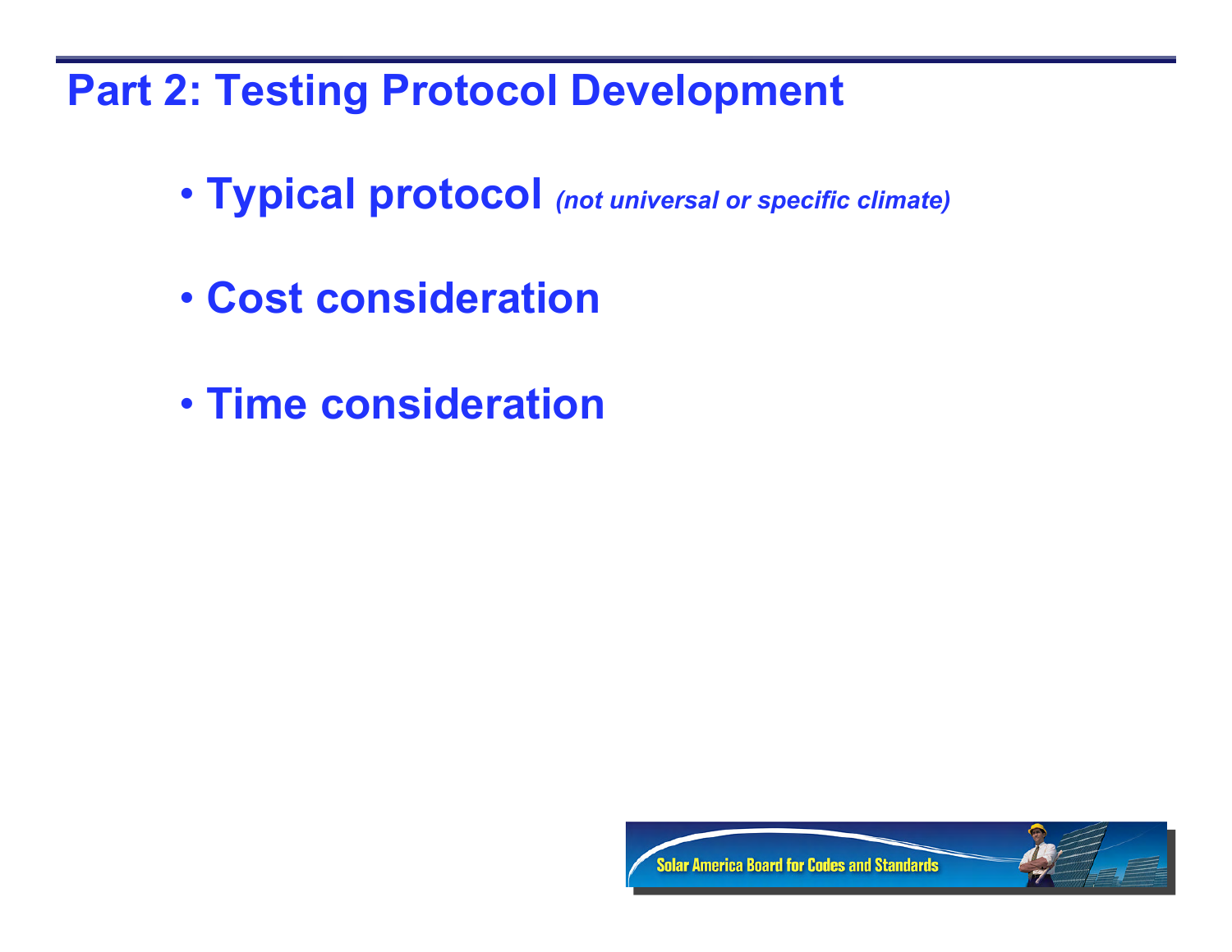# Part 2: Testing Protocol Development

- **Typical protocol** ***(not universal or specific climate)***
- **Cost consideration**
- **Time consideration**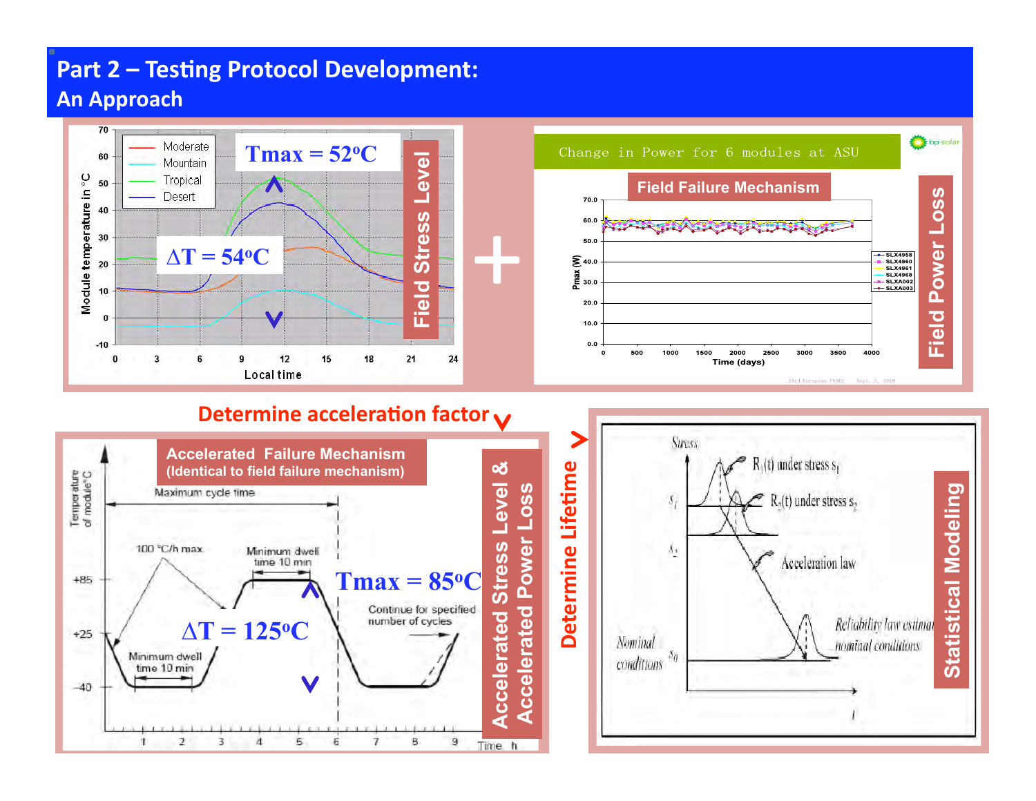# Part 2 – Testing Protocol Development: An Approach

Module temperature in °C

- Moderate
- Mountain
- Tropical
- Desert

Local time

**Tmax = 52°C**

**ΔT = 54°C**

**Field Stress Level**

**+**

Change in Power for 6 modules at ASU

**Field Failure Mechanism**

Pmax (W)

Time (days)

SLX4958, SLX4960, SLX4961, SLX4968, SLXA002, SLXA003

**Field Power Loss**

**Determine acceleration factor**

**Accelerated Failure Mechanism**
**(Identical to field failure mechanism)**

Temperature of module °C

Maximum cycle time

100 °C/h max

Minimum dwell time 10 min

Continue for specified number of cycles

Minimum dwell time 10 min

Time h

**Tmax = 85°C**

**ΔT = 125°C**

**Accelerated Stress Level & Accelerated Power Loss**

**Determine Lifetime**

Stress

$R_1(t)$ under stress $s_1$

$R_2(t)$ under stress $s_2$

Acceleration law

Reliability law estimated at nominal conditions

Nominal conditions $s_0$

**Statistical Modeling**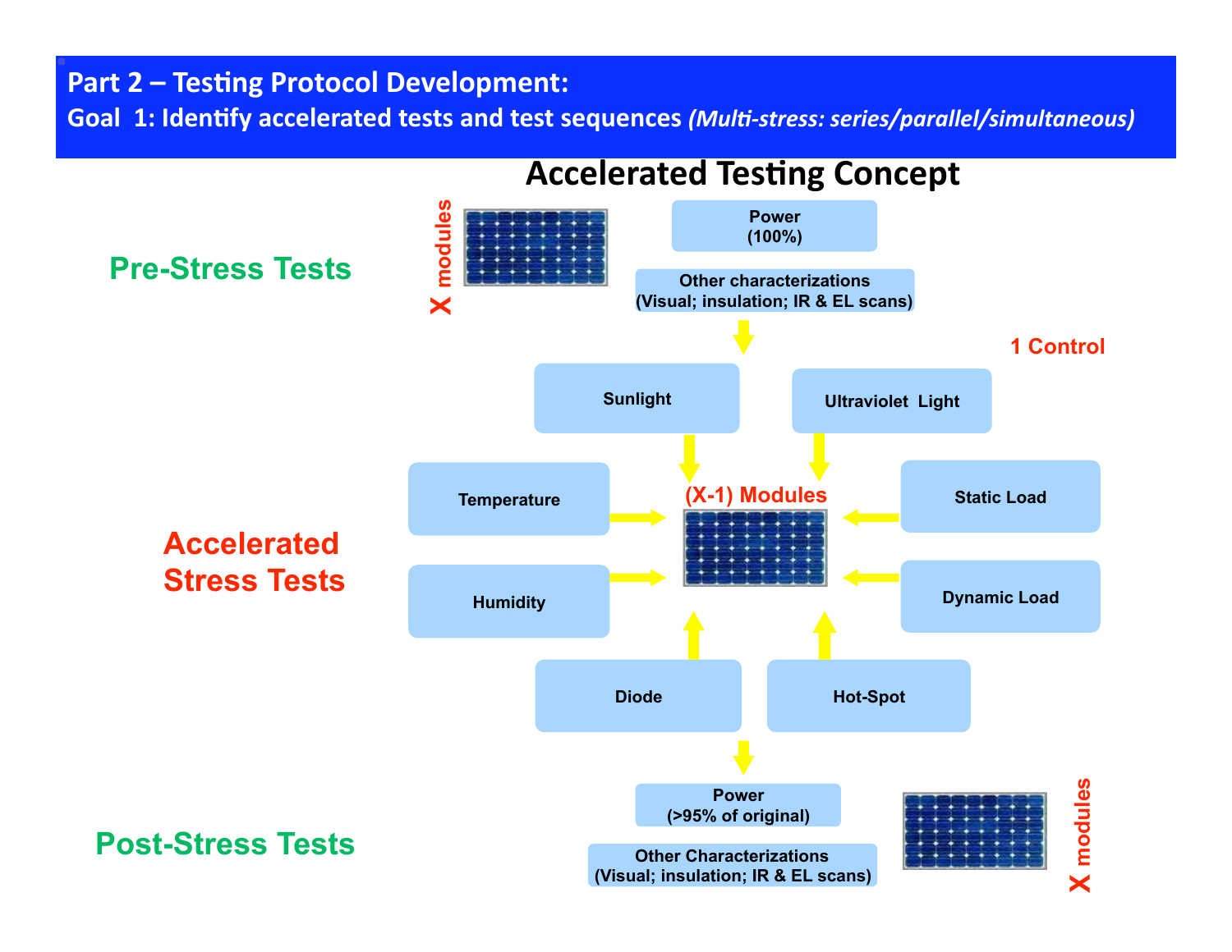## Part 2 – Testing Protocol Development:

**Goal 1: Identify accelerated tests and test sequences** *(Multi-stress: series/parallel/simultaneous)*

# Accelerated Testing Concept

**Pre-Stress Tests**

X modules

Power (100%)

Other characterizations (Visual; insulation; IR & EL scans)

1 Control

**Accelerated Stress Tests**

(X-1) Modules

- Sunlight
- Ultraviolet Light
- Temperature
- Humidity
- Static Load
- Dynamic Load
- Diode
- Hot-Spot

**Post-Stress Tests**

Power (>95% of original)

Other Characterizations (Visual; insulation; IR & EL scans)

X modules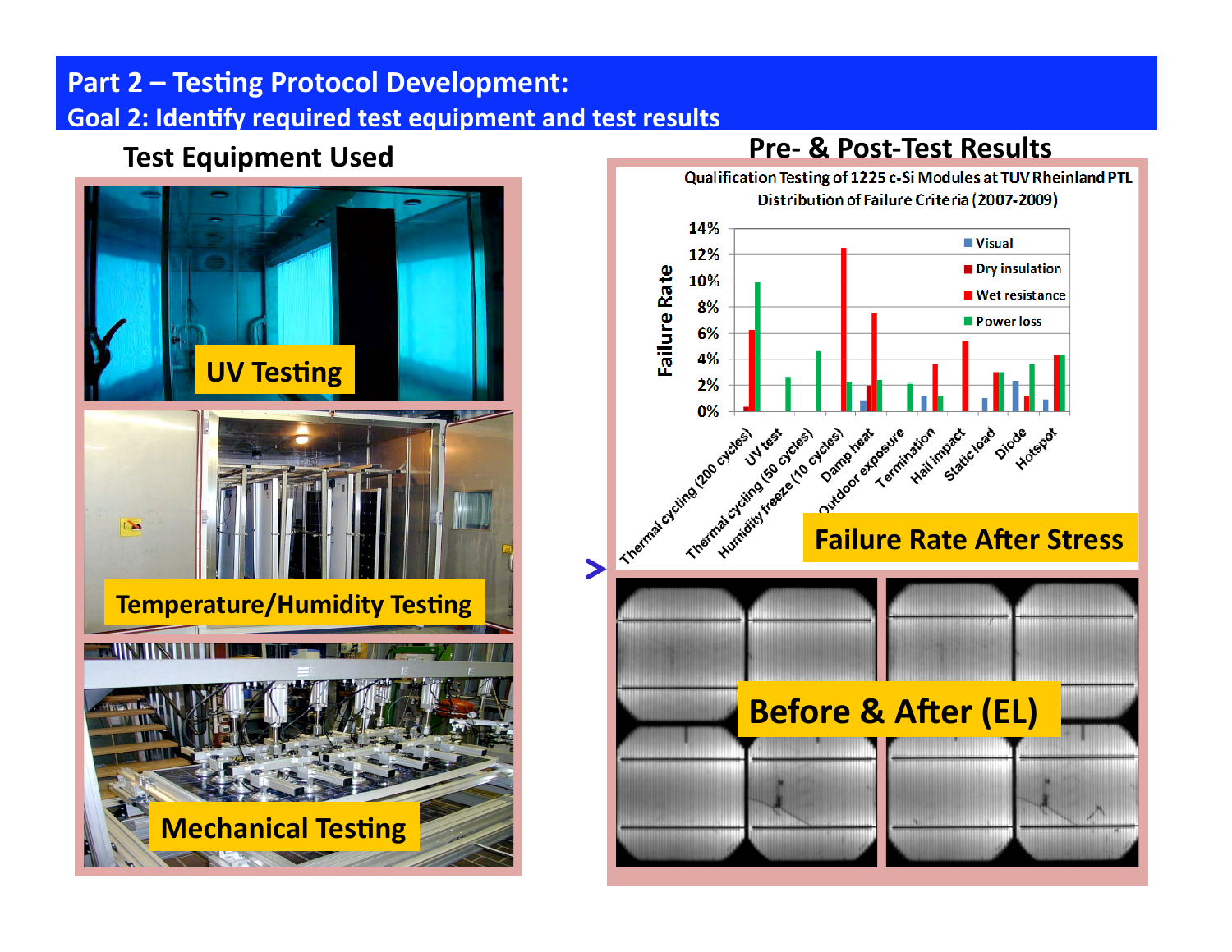# Part 2 – Testing Protocol Development:

## Goal 2: Identify required test equipment and test results

### Test Equipment Used

UV Testing

Temperature/Humidity Testing

Mechanical Testing

### Pre- & Post-Test Results

Qualification Testing of 1225 c-Si Modules at TUV Rheinland PTL
Distribution of Failure Criteria (2007-2009)

Failure Rate

14%
12%
10%
8%
6%
4%
2%
0%

Visual
Dry insulation
Wet resistance
Power loss

Thermal cycling (200 cycles)
UV test
Thermal cycling (50 cycles)
Humidity freeze (10 cycles)
Damp heat
Outdoor exposure
Termination
Hail impact
Static load
Diode
Hotspot

Failure Rate After Stress

Before & After (EL)